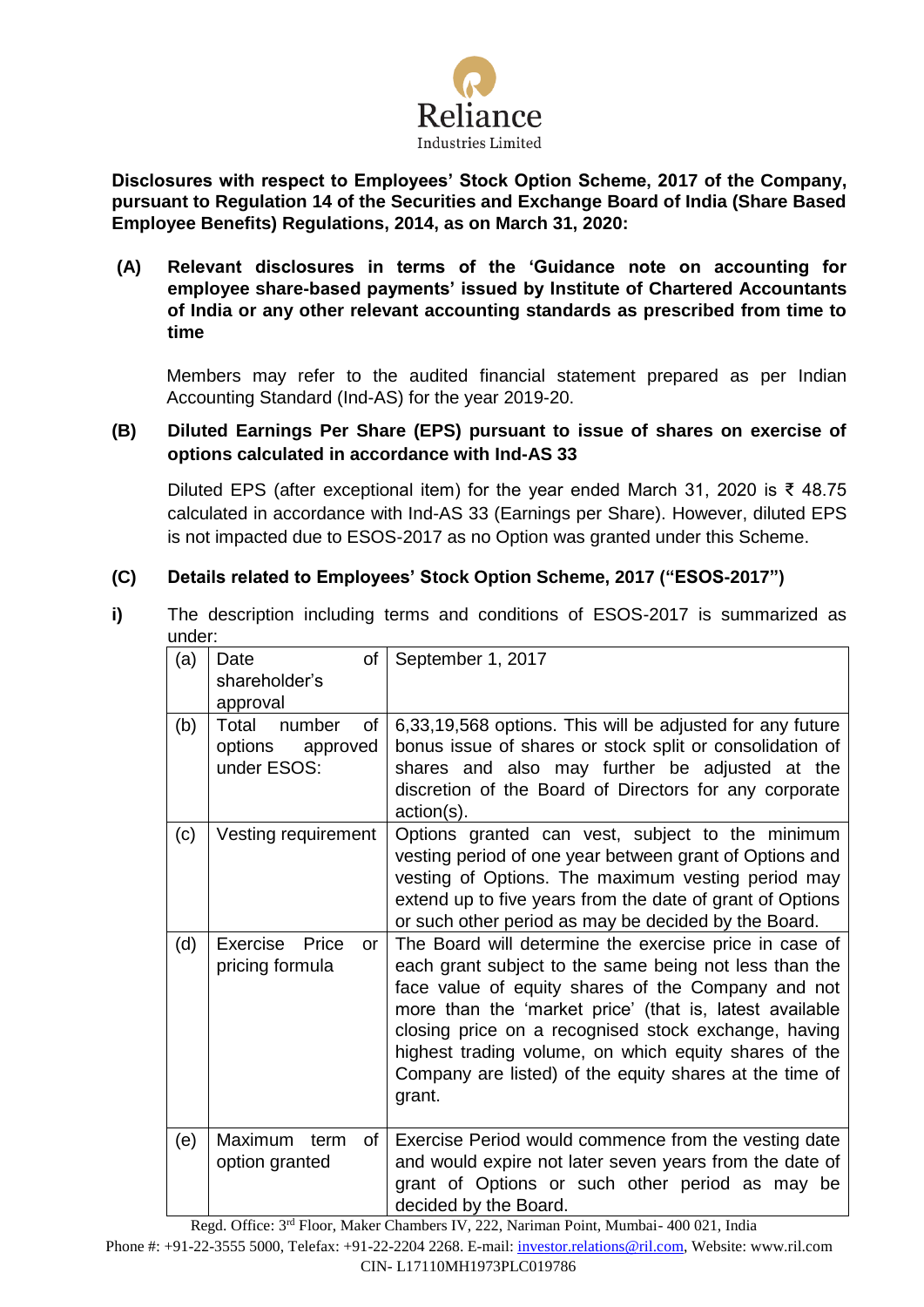Reliance Industries Limited

**Disclosures with respect to Employees' Stock Option Scheme, 2017 of the Company, pursuant to Regulation 14 of the Securities and Exchange Board of India (Share Based Employee Benefits) Regulations, 2014, as on March 31, 2020:**

**(A) Relevant disclosures in terms of the 'Guidance note on accounting for employee share-based payments' issued by Institute of Chartered Accountants of India or any other relevant accounting standards as prescribed from time to time**

Members may refer to the audited financial statement prepared as per Indian Accounting Standard (Ind-AS) for the year 2019-20.

**(B) Diluted Earnings Per Share (EPS) pursuant to issue of shares on exercise of options calculated in accordance with Ind-AS 33**

Diluted EPS (after exceptional item) for the year ended March 31, 2020 is ₹ 48.75 calculated in accordance with Ind-AS 33 (Earnings per Share). However, diluted EPS is not impacted due to ESOS-2017 as no Option was granted under this Scheme.

**(C) Details related to Employees' Stock Option Scheme, 2017 ("ESOS-2017")**

**i)** The description including terms and conditions of ESOS-2017 is summarized as under:

| | | |
|---|---|---|
| (a) | Date of shareholder's approval | September 1, 2017 |
| (b) | Total number of options approved under ESOS: | 6,33,19,568 options. This will be adjusted for any future bonus issue of shares or stock split or consolidation of shares and also may further be adjusted at the discretion of the Board of Directors for any corporate action(s). |
| (c) | Vesting requirement | Options granted can vest, subject to the minimum vesting period of one year between grant of Options and vesting of Options. The maximum vesting period may extend up to five years from the date of grant of Options or such other period as may be decided by the Board. |
| (d) | Exercise Price or pricing formula | The Board will determine the exercise price in case of each grant subject to the same being not less than the face value of equity shares of the Company and not more than the 'market price' (that is, latest available closing price on a recognised stock exchange, having highest trading volume, on which equity shares of the Company are listed) of the equity shares at the time of grant. |
| (e) | Maximum term of option granted | Exercise Period would commence from the vesting date and would expire not later seven years from the date of grant of Options or such other period as may be decided by the Board. |

Regd. Office: 3rd Floor, Maker Chambers IV, 222, Nariman Point, Mumbai- 400 021, India
Phone #: +91-22-3555 5000, Telefax: +91-22-2204 2268. E-mail: investor.relations@ril.com, Website: www.ril.com
CIN- L17110MH1973PLC019786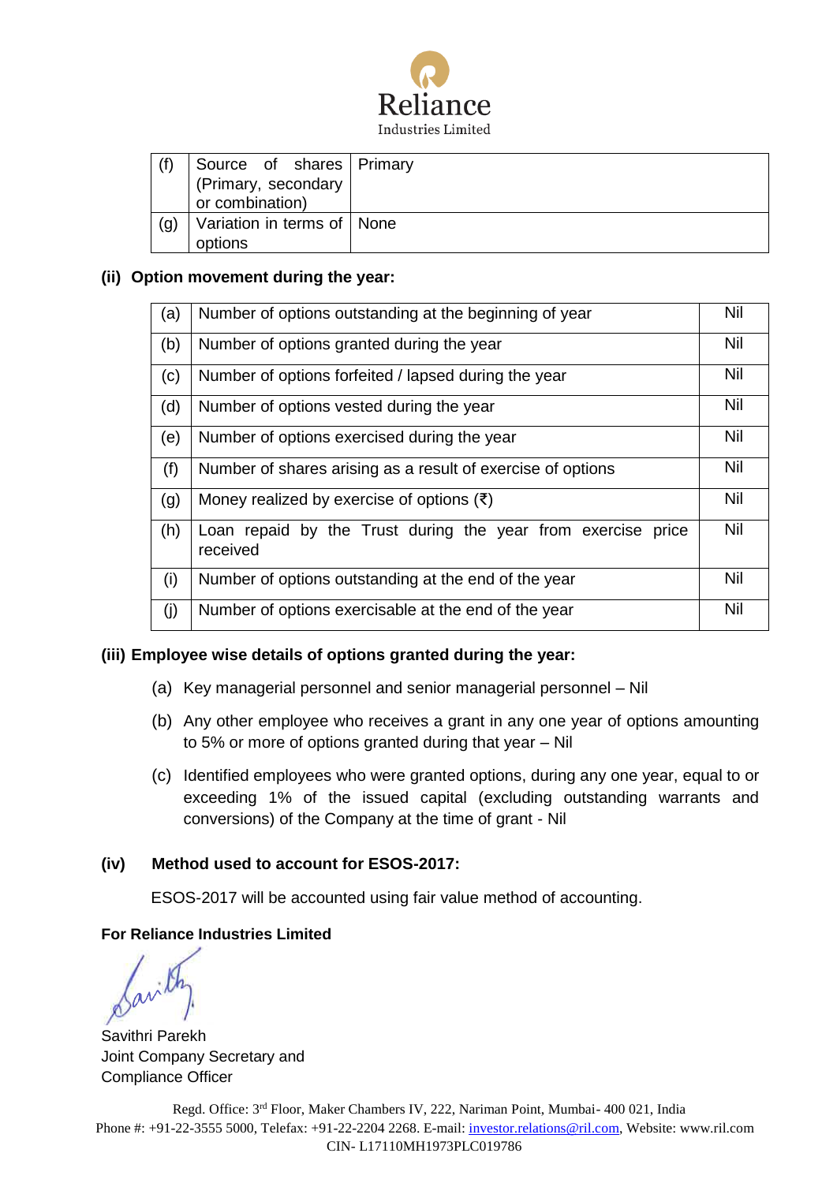| | | |
|---|---|---|
| (f) | Source of shares (Primary, secondary or combination) | Primary |
| (g) | Variation in terms of options | None |

**(ii) Option movement during the year:**

| | | |
|---|---|---|
| (a) | Number of options outstanding at the beginning of year | Nil |
| (b) | Number of options granted during the year | Nil |
| (c) | Number of options forfeited / lapsed during the year | Nil |
| (d) | Number of options vested during the year | Nil |
| (e) | Number of options exercised during the year | Nil |
| (f) | Number of shares arising as a result of exercise of options | Nil |
| (g) | Money realized by exercise of options (₹) | Nil |
| (h) | Loan repaid by the Trust during the year from exercise price received | Nil |
| (i) | Number of options outstanding at the end of the year | Nil |
| (j) | Number of options exercisable at the end of the year | Nil |

**(iii) Employee wise details of options granted during the year:**

(a) Key managerial personnel and senior managerial personnel – Nil

(b) Any other employee who receives a grant in any one year of options amounting to 5% or more of options granted during that year – Nil

(c) Identified employees who were granted options, during any one year, equal to or exceeding 1% of the issued capital (excluding outstanding warrants and conversions) of the Company at the time of grant - Nil

**(iv) Method used to account for ESOS-2017:**

ESOS-2017 will be accounted using fair value method of accounting.

**For Reliance Industries Limited**

Savithri Parekh
Joint Company Secretary and
Compliance Officer

Regd. Office: 3rd Floor, Maker Chambers IV, 222, Nariman Point, Mumbai- 400 021, India
Phone #: +91-22-3555 5000, Telefax: +91-22-2204 2268. E-mail: investor.relations@ril.com, Website: www.ril.com
CIN- L17110MH1973PLC019786